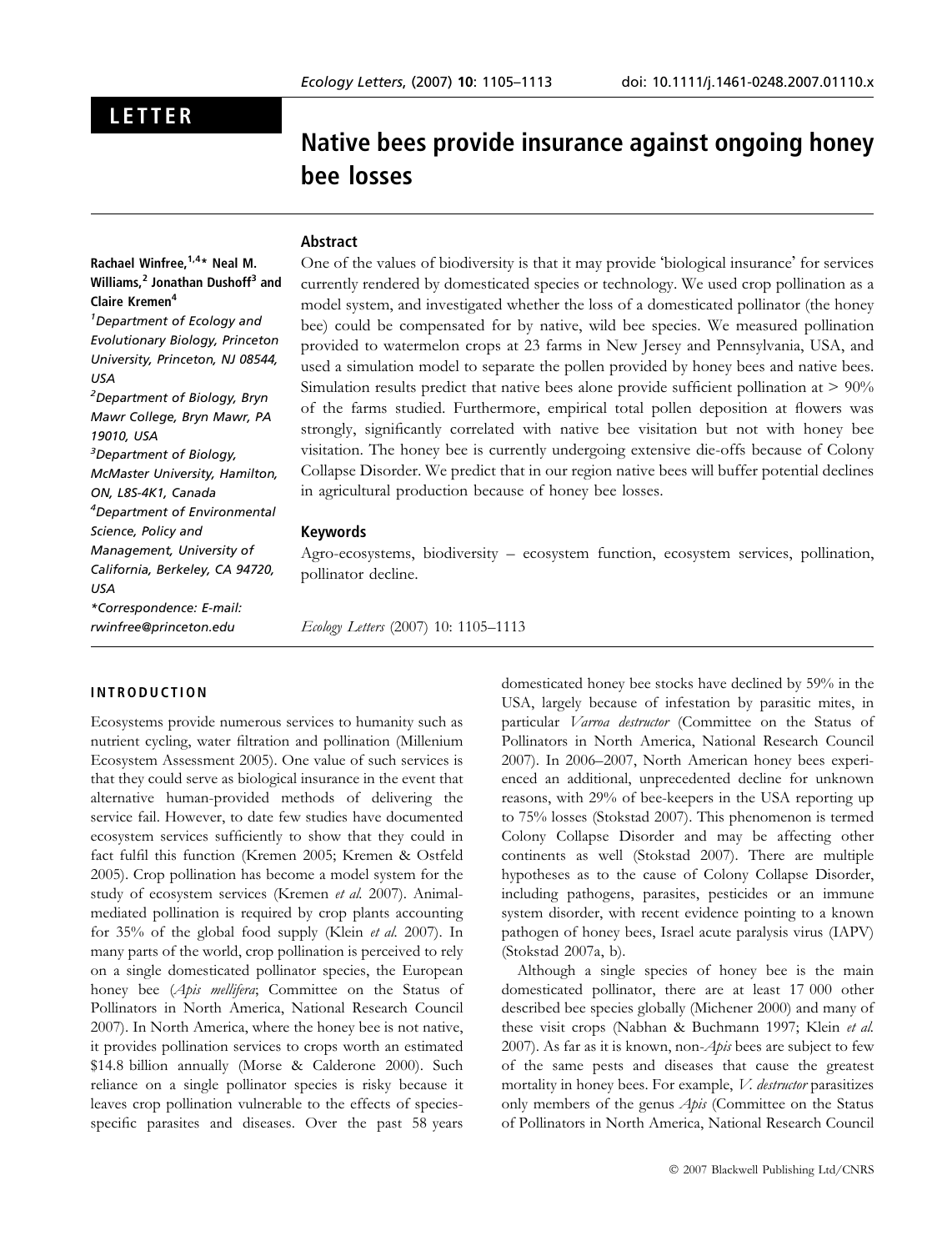LETTER

# Native bees provide insurance against ongoing honey bee losses

Rachael Winfree,[1,4]* Neal M. Williams,[2] Jonathan Dushoff[3] and Claire Kremen[4]

[1]Department of Ecology and Evolutionary Biology, Princeton University, Princeton, NJ 08544, USA

[2]Department of Biology, Bryn Mawr College, Bryn Mawr, PA 19010, USA

[3]Department of Biology, McMaster University, Hamilton, ON, L8S-4K1, Canada

[4]Department of Environmental Science, Policy and Management, University of California, Berkeley, CA 94720, USA

*Correspondence: E-mail: rwinfree@princeton.edu

## Abstract

One of the values of biodiversity is that it may provide 'biological insurance' for services currently rendered by domesticated species or technology. We used crop pollination as a model system, and investigated whether the loss of a domesticated pollinator (the honey bee) could be compensated for by native, wild bee species. We measured pollination provided to watermelon crops at 23 farms in New Jersey and Pennsylvania, USA, and used a simulation model to separate the pollen provided by honey bees and native bees. Simulation results predict that native bees alone provide sufficient pollination at > 90% of the farms studied. Furthermore, empirical total pollen deposition at flowers was strongly, significantly correlated with native bee visitation but not with honey bee visitation. The honey bee is currently undergoing extensive die-offs because of Colony Collapse Disorder. We predict that in our region native bees will buffer potential declines in agricultural production because of honey bee losses.

## Keywords

Agro-ecosystems, biodiversity – ecosystem function, ecosystem services, pollination, pollinator decline.

*Ecology Letters* (2007) 10: 1105–1113

## INTRODUCTION

Ecosystems provide numerous services to humanity such as nutrient cycling, water filtration and pollination (Millenium Ecosystem Assessment 2005). One value of such services is that they could serve as biological insurance in the event that alternative human-provided methods of delivering the service fail. However, to date few studies have documented ecosystem services sufficiently to show that they could in fact fulfil this function (Kremen 2005; Kremen & Ostfeld 2005). Crop pollination has become a model system for the study of ecosystem services (Kremen *et al.* 2007). Animal-mediated pollination is required by crop plants accounting for 35% of the global food supply (Klein *et al.* 2007). In many parts of the world, crop pollination is perceived to rely on a single domesticated pollinator species, the European honey bee (*Apis mellifera*; Committee on the Status of Pollinators in North America, National Research Council 2007). In North America, where the honey bee is not native, it provides pollination services to crops worth an estimated $14.8 billion annually (Morse & Calderone 2000). Such reliance on a single pollinator species is risky because it leaves crop pollination vulnerable to the effects of species-specific parasites and diseases. Over the past 58 years domesticated honey bee stocks have declined by 59% in the USA, largely because of infestation by parasitic mites, in particular *Varroa destructor* (Committee on the Status of Pollinators in North America, National Research Council 2007). In 2006–2007, North American honey bees experienced an additional, unprecedented decline for unknown reasons, with 29% of bee-keepers in the USA reporting up to 75% losses (Stokstad 2007). This phenomenon is termed Colony Collapse Disorder and may be affecting other continents as well (Stokstad 2007). There are multiple hypotheses as to the cause of Colony Collapse Disorder, including pathogens, parasites, pesticides or an immune system disorder, with recent evidence pointing to a known pathogen of honey bees, Israel acute paralysis virus (IAPV) (Stokstad 2007a, b).

Although a single species of honey bee is the main domesticated pollinator, there are at least 17 000 other described bee species globally (Michener 2000) and many of these visit crops (Nabhan & Buchmann 1997; Klein *et al.* 2007). As far as it is known, non-*Apis* bees are subject to few of the same pests and diseases that cause the greatest mortality in honey bees. For example, *V. destructor* parasitizes only members of the genus *Apis* (Committee on the Status of Pollinators in North America, National Research Council

© 2007 Blackwell Publishing Ltd/CNRS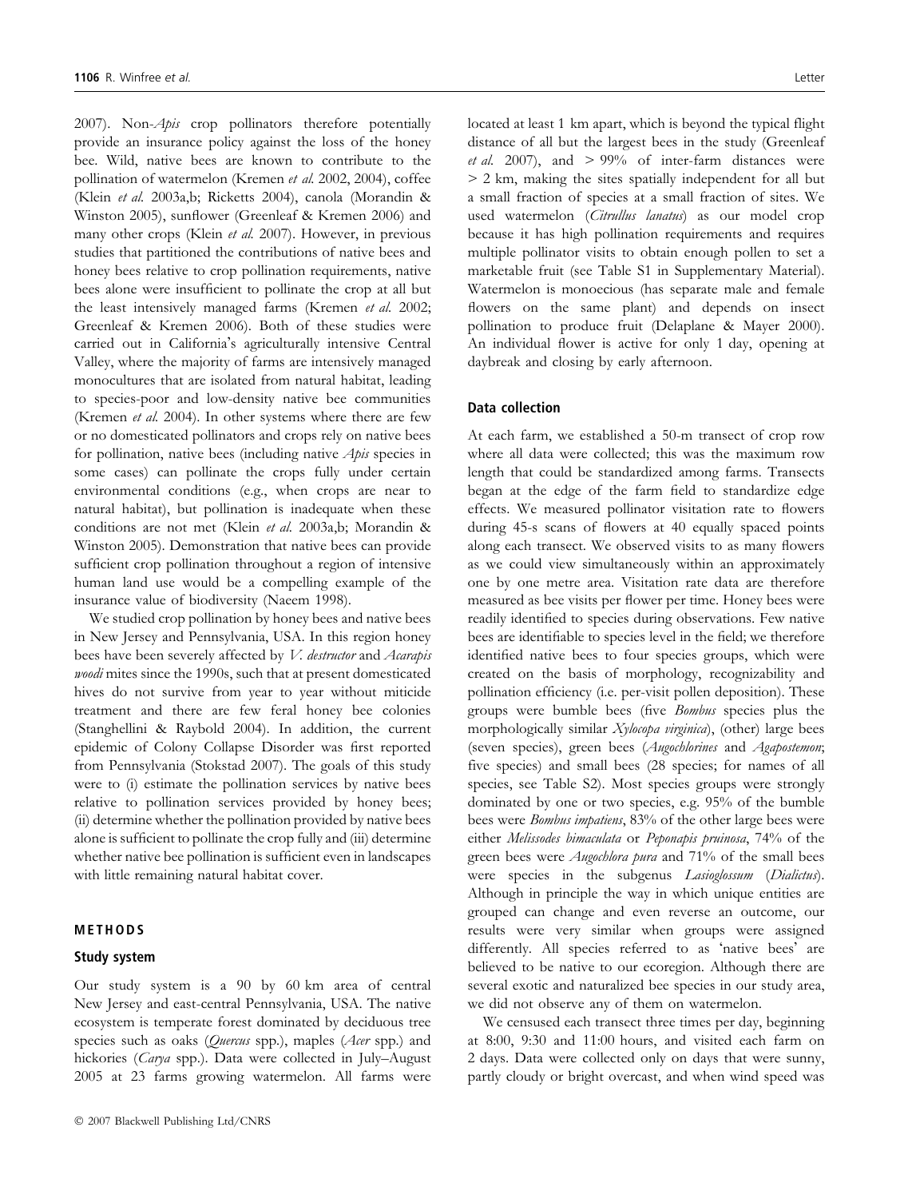2007). Non-*Apis* crop pollinators therefore potentially provide an insurance policy against the loss of the honey bee. Wild, native bees are known to contribute to the pollination of watermelon (Kremen *et al.* 2002, 2004), coffee (Klein *et al.* 2003a,b; Ricketts 2004), canola (Morandin & Winston 2005), sunflower (Greenleaf & Kremen 2006) and many other crops (Klein *et al.* 2007). However, in previous studies that partitioned the contributions of native bees and honey bees relative to crop pollination requirements, native bees alone were insufficient to pollinate the crop at all but the least intensively managed farms (Kremen *et al.* 2002; Greenleaf & Kremen 2006). Both of these studies were carried out in California's agriculturally intensive Central Valley, where the majority of farms are intensively managed monocultures that are isolated from natural habitat, leading to species-poor and low-density native bee communities (Kremen *et al.* 2004). In other systems where there are few or no domesticated pollinators and crops rely on native bees for pollination, native bees (including native *Apis* species in some cases) can pollinate the crops fully under certain environmental conditions (e.g., when crops are near to natural habitat), but pollination is inadequate when these conditions are not met (Klein *et al.* 2003a,b; Morandin & Winston 2005). Demonstration that native bees can provide sufficient crop pollination throughout a region of intensive human land use would be a compelling example of the insurance value of biodiversity (Naeem 1998).

We studied crop pollination by honey bees and native bees in New Jersey and Pennsylvania, USA. In this region honey bees have been severely affected by *V. destructor* and *Acarapis woodi* mites since the 1990s, such that at present domesticated hives do not survive from year to year without miticide treatment and there are few feral honey bee colonies (Stanghellini & Raybold 2004). In addition, the current epidemic of Colony Collapse Disorder was first reported from Pennsylvania (Stokstad 2007). The goals of this study were to (i) estimate the pollination services by native bees relative to pollination services provided by honey bees; (ii) determine whether the pollination provided by native bees alone is sufficient to pollinate the crop fully and (iii) determine whether native bee pollination is sufficient even in landscapes with little remaining natural habitat cover.

## METHODS

### Study system

Our study system is a 90 by 60 km area of central New Jersey and east-central Pennsylvania, USA. The native ecosystem is temperate forest dominated by deciduous tree species such as oaks (*Quercus* spp.), maples (*Acer* spp.) and hickories (*Carya* spp.). Data were collected in July–August 2005 at 23 farms growing watermelon. All farms were located at least 1 km apart, which is beyond the typical flight distance of all but the largest bees in the study (Greenleaf *et al.* 2007), and > 99% of inter-farm distances were > 2 km, making the sites spatially independent for all but a small fraction of species at a small fraction of sites. We used watermelon (*Citrullus lanatus*) as our model crop because it has high pollination requirements and requires multiple pollinator visits to obtain enough pollen to set a marketable fruit (see Table S1 in Supplementary Material). Watermelon is monoecious (has separate male and female flowers on the same plant) and depends on insect pollination to produce fruit (Delaplane & Mayer 2000). An individual flower is active for only 1 day, opening at daybreak and closing by early afternoon.

### Data collection

At each farm, we established a 50-m transect of crop row where all data were collected; this was the maximum row length that could be standardized among farms. Transects began at the edge of the farm field to standardize edge effects. We measured pollinator visitation rate to flowers during 45-s scans of flowers at 40 equally spaced points along each transect. We observed visits to as many flowers as we could view simultaneously within an approximately one by one metre area. Visitation rate data are therefore measured as bee visits per flower per time. Honey bees were readily identified to species during observations. Few native bees are identifiable to species level in the field; we therefore identified native bees to four species groups, which were created on the basis of morphology, recognizability and pollination efficiency (i.e. per-visit pollen deposition). These groups were bumble bees (five *Bombus* species plus the morphologically similar *Xylocopa virginica*), (other) large bees (seven species), green bees (*Augochlorines* and *Agapostemon*; five species) and small bees (28 species; for names of all species, see Table S2). Most species groups were strongly dominated by one or two species, e.g. 95% of the bumble bees were *Bombus impatiens*, 83% of the other large bees were either *Melissodes bimaculata* or *Peponapis pruinosa*, 74% of the green bees were *Augochlora pura* and 71% of the small bees were species in the subgenus *Lasioglossum* (*Dialictus*). Although in principle the way in which unique entities are grouped can change and even reverse an outcome, our results were very similar when groups were assigned differently. All species referred to as 'native bees' are believed to be native to our ecoregion. Although there are several exotic and naturalized bee species in our study area, we did not observe any of them on watermelon.

We censused each transect three times per day, beginning at 8:00, 9:30 and 11:00 hours, and visited each farm on 2 days. Data were collected only on days that were sunny, partly cloudy or bright overcast, and when wind speed was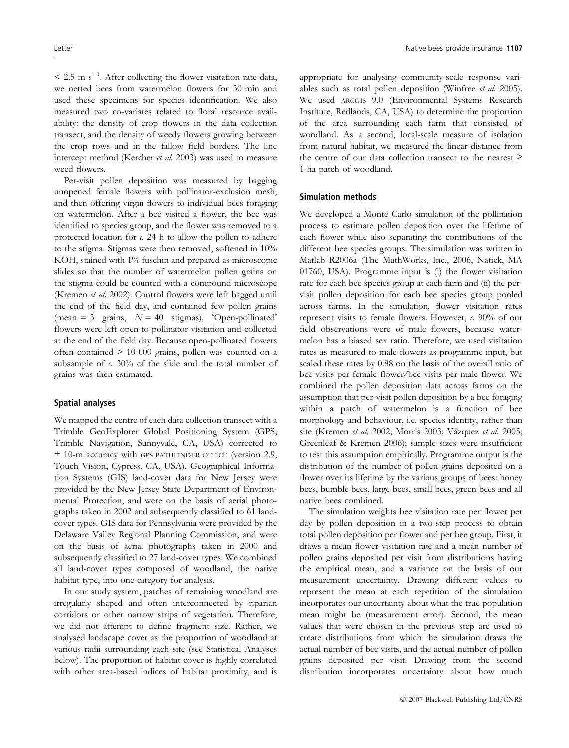$< 2.5\ \mathrm{m\ s^{-1}}$. After collecting the flower visitation rate data, we netted bees from watermelon flowers for 30 min and used these specimens for species identification. We also measured two co-variates related to floral resource availability: the density of crop flowers in the data collection transect, and the density of weedy flowers growing between the crop rows and in the fallow field borders. The line intercept method (Kercher *et al.* 2003) was used to measure weed flowers.

Per-visit pollen deposition was measured by bagging unopened female flowers with pollinator-exclusion mesh, and then offering virgin flowers to individual bees foraging on watermelon. After a bee visited a flower, the bee was identified to species group, and the flower was removed to a protected location for *c.* 24 h to allow the pollen to adhere to the stigma. Stigmas were then removed, softened in 10% KOH, stained with 1% fuschin and prepared as microscopic slides so that the number of watermelon pollen grains on the stigma could be counted with a compound microscope (Kremen *et al.* 2002). Control flowers were left bagged until the end of the field day, and contained few pollen grains (mean = 3 grains, $N = 40$ stigmas). 'Open-pollinated' flowers were left open to pollinator visitation and collected at the end of the field day. Because open-pollinated flowers often contained > 10 000 grains, pollen was counted on a subsample of *c.* 30% of the slide and the total number of grains was then estimated.

### Spatial analyses

We mapped the centre of each data collection transect with a Trimble GeoExplorer Global Positioning System (GPS; Trimble Navigation, Sunnyvale, CA, USA) corrected to ± 10-m accuracy with GPS PATHFINDER OFFICE (version 2.9, Touch Vision, Cypress, CA, USA). Geographical Information Systems (GIS) land-cover data for New Jersey were provided by the New Jersey State Department of Environmental Protection, and were on the basis of aerial photographs taken in 2002 and subsequently classified to 61 land-cover types. GIS data for Pennsylvania were provided by the Delaware Valley Regional Planning Commission, and were on the basis of aerial photographs taken in 2000 and subsequently classified to 27 land-cover types. We combined all land-cover types composed of woodland, the native habitat type, into one category for analysis.

In our study system, patches of remaining woodland are irregularly shaped and often interconnected by riparian corridors or other narrow strips of vegetation. Therefore, we did not attempt to define fragment size. Rather, we analysed landscape cover as the proportion of woodland at various radii surrounding each site (see Statistical Analyses below). The proportion of habitat cover is highly correlated with other area-based indices of habitat proximity, and is appropriate for analysing community-scale response variables such as total pollen deposition (Winfree *et al.* 2005). We used ARCGIS 9.0 (Environmental Systems Research Institute, Redlands, CA, USA) to determine the proportion of the area surrounding each farm that consisted of woodland. As a second, local-scale measure of isolation from natural habitat, we measured the linear distance from the centre of our data collection transect to the nearest ≥ 1-ha patch of woodland.

### Simulation methods

We developed a Monte Carlo simulation of the pollination process to estimate pollen deposition over the lifetime of each flower while also separating the contributions of the different bee species groups. The simulation was written in Matlab R2006a (The MathWorks, Inc., 2006, Natick, MA 01760, USA). Programme input is (i) the flower visitation rate for each bee species group at each farm and (ii) the per-visit pollen deposition for each bee species group pooled across farms. In the simulation, flower visitation rates represent visits to female flowers. However, *c.* 90% of our field observations were of male flowers, because watermelon has a biased sex ratio. Therefore, we used visitation rates as measured to male flowers as programme input, but scaled these rates by 0.88 on the basis of the overall ratio of bee visits per female flower/bee visits per male flower. We combined the pollen deposition data across farms on the assumption that per-visit pollen deposition by a bee foraging within a patch of watermelon is a function of bee morphology and behaviour, i.e. species identity, rather than site (Kremen *et al.* 2002; Morris 2003; Vázquez *et al.* 2005; Greenleaf & Kremen 2006); sample sizes were insufficient to test this assumption empirically. Programme output is the distribution of the number of pollen grains deposited on a flower over its lifetime by the various groups of bees: honey bees, bumble bees, large bees, small bees, green bees and all native bees combined.

The simulation weights bee visitation rate per flower per day by pollen deposition in a two-step process to obtain total pollen deposition per flower and per bee group. First, it draws a mean flower visitation rate and a mean number of pollen grains deposited per visit from distributions having the empirical mean, and a variance on the basis of our measurement uncertainty. Drawing different values to represent the mean at each repetition of the simulation incorporates our uncertainty about what the true population mean might be (measurement error). Second, the mean values that were chosen in the previous step are used to create distributions from which the simulation draws the actual number of bee visits, and the actual number of pollen grains deposited per visit. Drawing from the second distribution incorporates uncertainty about how much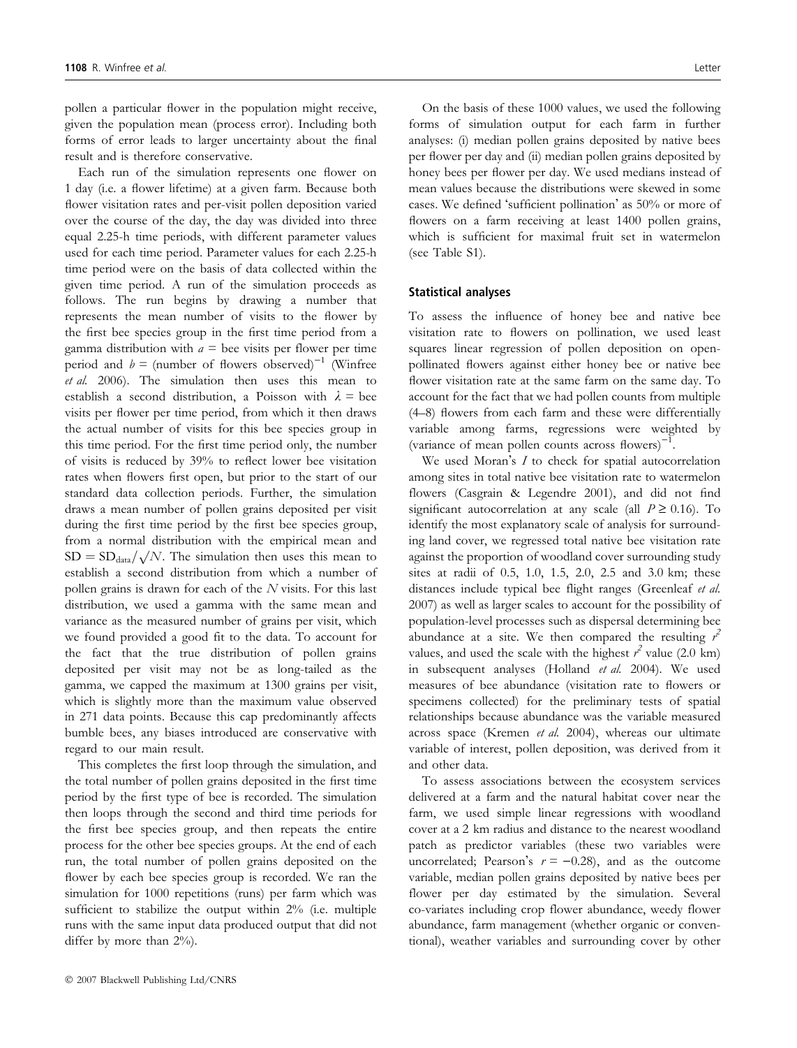pollen a particular flower in the population might receive, given the population mean (process error). Including both forms of error leads to larger uncertainty about the final result and is therefore conservative.

Each run of the simulation represents one flower on 1 day (i.e. a flower lifetime) at a given farm. Because both flower visitation rates and per-visit pollen deposition varied over the course of the day, the day was divided into three equal 2.25-h time periods, with different parameter values used for each time period. Parameter values for each 2.25-h time period were on the basis of data collected within the given time period. A run of the simulation proceeds as follows. The run begins by drawing a number that represents the mean number of visits to the flower by the first bee species group in the first time period from a gamma distribution with $a$ = bee visits per flower per time period and $b$ = (number of flowers observed)$^{-1}$ (Winfree *et al.* 2006). The simulation then uses this mean to establish a second distribution, a Poisson with $\lambda$ = bee visits per flower per time period, from which it then draws the actual number of visits for this bee species group in this time period. For the first time period only, the number of visits is reduced by 39% to reflect lower bee visitation rates when flowers first open, but prior to the start of our standard data collection periods. Further, the simulation draws a mean number of pollen grains deposited per visit during the first time period by the first bee species group, from a normal distribution with the empirical mean and $\mathrm{SD} = \mathrm{SD_{data}}/\sqrt{N}$. The simulation then uses this mean to establish a second distribution from which a number of pollen grains is drawn for each of the $N$ visits. For this last distribution, we used a gamma with the same mean and variance as the measured number of grains per visit, which we found provided a good fit to the data. To account for the fact that the true distribution of pollen grains deposited per visit may not be as long-tailed as the gamma, we capped the maximum at 1300 grains per visit, which is slightly more than the maximum value observed in 271 data points. Because this cap predominantly affects bumble bees, any biases introduced are conservative with regard to our main result.

This completes the first loop through the simulation, and the total number of pollen grains deposited in the first time period by the first type of bee is recorded. The simulation then loops through the second and third time periods for the first bee species group, and then repeats the entire process for the other bee species groups. At the end of each run, the total number of pollen grains deposited on the flower by each bee species group is recorded. We ran the simulation for 1000 repetitions (runs) per farm which was sufficient to stabilize the output within 2% (i.e. multiple runs with the same input data produced output that did not differ by more than 2%).

On the basis of these 1000 values, we used the following forms of simulation output for each farm in further analyses: (i) median pollen grains deposited by native bees per flower per day and (ii) median pollen grains deposited by honey bees per flower per day. We used medians instead of mean values because the distributions were skewed in some cases. We defined 'sufficient pollination' as 50% or more of flowers on a farm receiving at least 1400 pollen grains, which is sufficient for maximal fruit set in watermelon (see Table S1).

### Statistical analyses

To assess the influence of honey bee and native bee visitation rate to flowers on pollination, we used least squares linear regression of pollen deposition on open-pollinated flowers against either honey bee or native bee flower visitation rate at the same farm on the same day. To account for the fact that we had pollen counts from multiple (4–8) flowers from each farm and these were differentially variable among farms, regressions were weighted by (variance of mean pollen counts across flowers)$^{-1}$.

We used Moran's $I$ to check for spatial autocorrelation among sites in total native bee visitation rate to watermelon flowers (Casgrain & Legendre 2001), and did not find significant autocorrelation at any scale (all $P \geq 0.16$). To identify the most explanatory scale of analysis for surrounding land cover, we regressed total native bee visitation rate against the proportion of woodland cover surrounding study sites at radii of 0.5, 1.0, 1.5, 2.0, 2.5 and 3.0 km; these distances include typical bee flight ranges (Greenleaf *et al.* 2007) as well as larger scales to account for the possibility of population-level processes such as dispersal determining bee abundance at a site. We then compared the resulting $r^2$ values, and used the scale with the highest $r^2$ value (2.0 km) in subsequent analyses (Holland *et al.* 2004). We used measures of bee abundance (visitation rate to flowers or specimens collected) for the preliminary tests of spatial relationships because abundance was the variable measured across space (Kremen *et al.* 2004), whereas our ultimate variable of interest, pollen deposition, was derived from it and other data.

To assess associations between the ecosystem services delivered at a farm and the natural habitat cover near the farm, we used simple linear regressions with woodland cover at a 2 km radius and distance to the nearest woodland patch as predictor variables (these two variables were uncorrelated; Pearson's $r = -0.28$), and as the outcome variable, median pollen grains deposited by native bees per flower per day estimated by the simulation. Several co-variates including crop flower abundance, weedy flower abundance, farm management (whether organic or conventional), weather variables and surrounding cover by other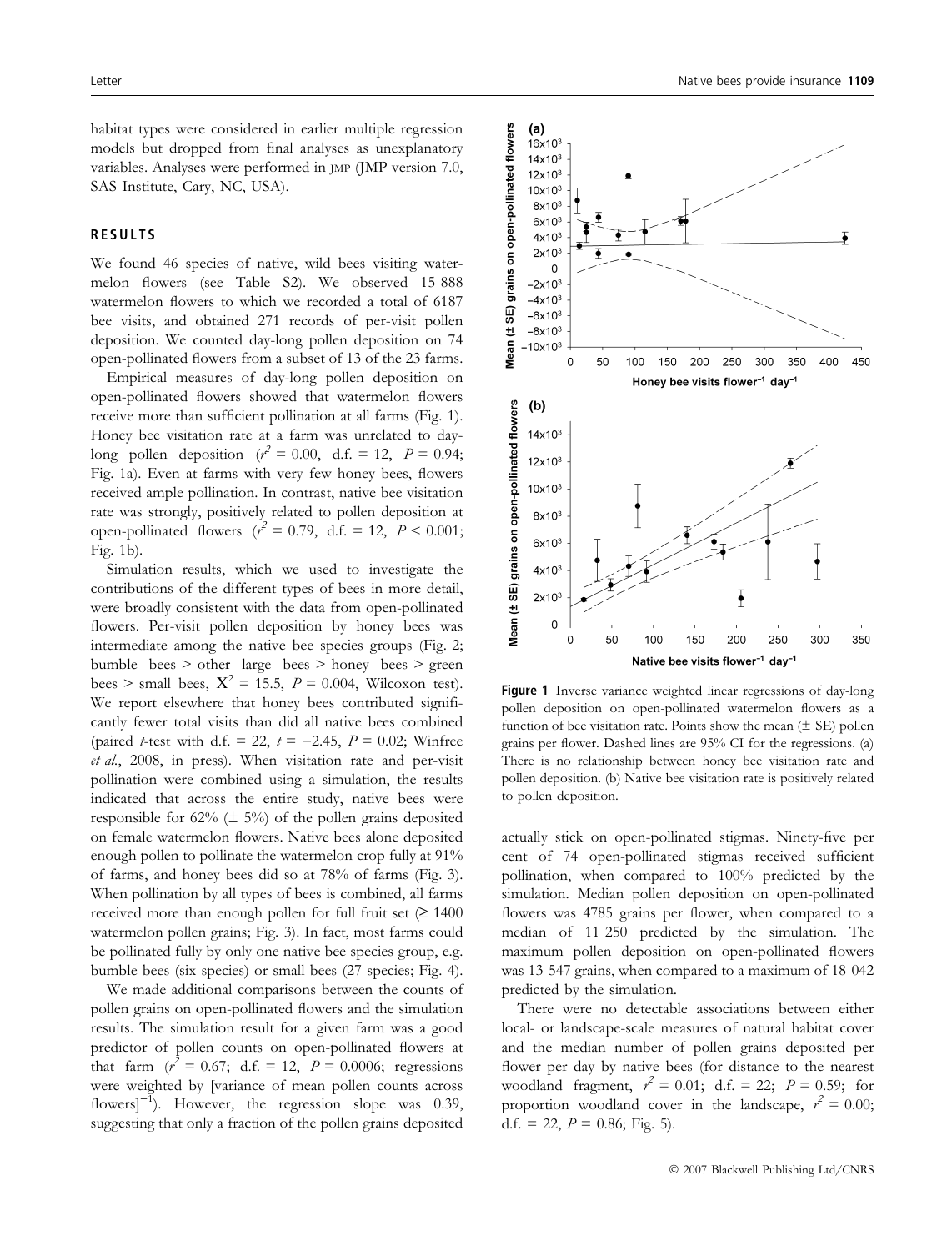habitat types were considered in earlier multiple regression models but dropped from final analyses as unexplanatory variables. Analyses were performed in JMP (JMP version 7.0, SAS Institute, Cary, NC, USA).

## RESULTS

We found 46 species of native, wild bees visiting watermelon flowers (see Table S2). We observed 15 888 watermelon flowers to which we recorded a total of 6187 bee visits, and obtained 271 records of per-visit pollen deposition. We counted day-long pollen deposition on 74 open-pollinated flowers from a subset of 13 of the 23 farms.

Empirical measures of day-long pollen deposition on open-pollinated flowers showed that watermelon flowers receive more than sufficient pollination at all farms (Fig. 1). Honey bee visitation rate at a farm was unrelated to day-long pollen deposition ($r^2 = 0.00$, d.f. = 12, $P = 0.94$; Fig. 1a). Even at farms with very few honey bees, flowers received ample pollination. In contrast, native bee visitation rate was strongly, positively related to pollen deposition at open-pollinated flowers ($r^2 = 0.79$, d.f. = 12, $P < 0.001$; Fig. 1b).

Simulation results, which we used to investigate the contributions of the different types of bees in more detail, were broadly consistent with the data from open-pollinated flowers. Per-visit pollen deposition by honey bees was intermediate among the native bee species groups (Fig. 2; bumble bees > other large bees > honey bees > green bees > small bees, $X^2 = 15.5$, $P = 0.004$, Wilcoxon test). We report elsewhere that honey bees contributed significantly fewer total visits than did all native bees combined (paired *t*-test with d.f. = 22, $t = -2.45$, $P = 0.02$; Winfree *et al.*, 2008, in press). When visitation rate and per-visit pollination were combined using a simulation, the results indicated that across the entire study, native bees were responsible for 62% (± 5%) of the pollen grains deposited on female watermelon flowers. Native bees alone deposited enough pollen to pollinate the watermelon crop fully at 91% of farms, and honey bees did so at 78% of farms (Fig. 3). When pollination by all types of bees is combined, all farms received more than enough pollen for full fruit set (≥ 1400 watermelon pollen grains; Fig. 3). In fact, most farms could be pollinated fully by only one native bee species group, e.g. bumble bees (six species) or small bees (27 species; Fig. 4).

We made additional comparisons between the counts of pollen grains on open-pollinated flowers and the simulation results. The simulation result for a given farm was a good predictor of pollen counts on open-pollinated flowers at that farm ($r^2 = 0.67$; d.f. = 12, $P = 0.0006$; regressions were weighted by [variance of mean pollen counts across flowers]$^{-1}$). However, the regression slope was 0.39, suggesting that only a fraction of the pollen grains deposited actually stick on open-pollinated stigmas. Ninety-five per cent of 74 open-pollinated stigmas received sufficient pollination, when compared to 100% predicted by the simulation. Median pollen deposition on open-pollinated flowers was 4785 grains per flower, when compared to a median of 11 250 predicted by the simulation. The maximum pollen deposition on open-pollinated flowers was 13 547 grains, when compared to a maximum of 18 042 predicted by the simulation.

There were no detectable associations between either local- or landscape-scale measures of natural habitat cover and the median number of pollen grains deposited per flower per day by native bees (for distance to the nearest woodland fragment, $r^2 = 0.01$; d.f. = 22; $P = 0.59$; for proportion woodland cover in the landscape, $r^2 = 0.00$; d.f. = 22, $P = 0.86$; Fig. 5).

**Figure 1** Inverse variance weighted linear regressions of day-long pollen deposition on open-pollinated watermelon flowers as a function of bee visitation rate. Points show the mean (± SE) pollen grains per flower. Dashed lines are 95% CI for the regressions. (a) There is no relationship between honey bee visitation rate and pollen deposition. (b) Native bee visitation rate is positively related to pollen deposition.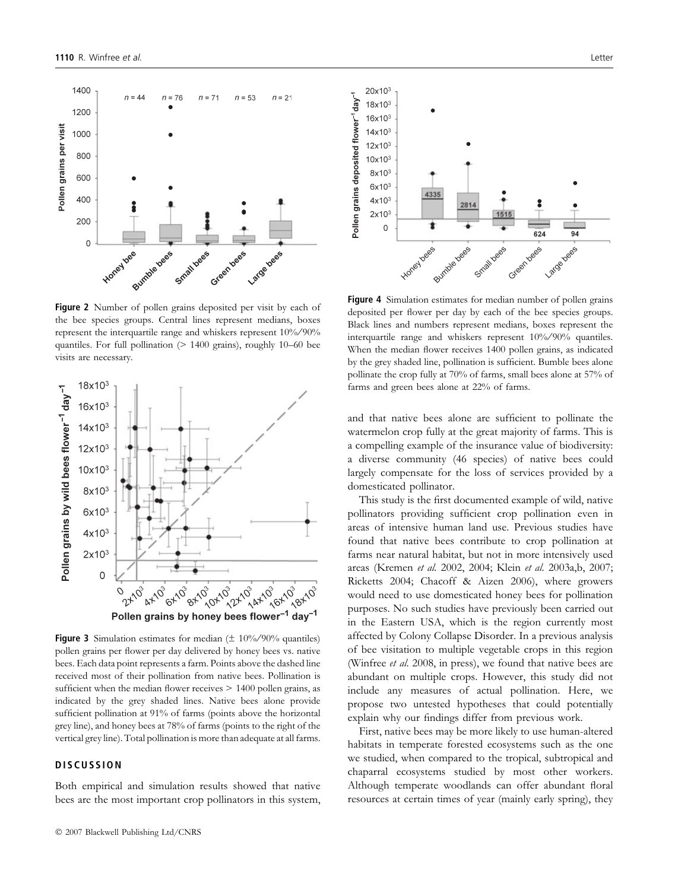**Figure 2** Number of pollen grains deposited per visit by each of the bee species groups. Central lines represent medians, boxes represent the interquartile range and whiskers represent 10%/90% quantiles. For full pollination (> 1400 grains), roughly 10–60 bee visits are necessary.

**Figure 3** Simulation estimates for median (± 10%/90% quantiles) pollen grains per flower per day delivered by honey bees vs. native bees. Each data point represents a farm. Points above the dashed line received most of their pollination from native bees. Pollination is sufficient when the median flower receives > 1400 pollen grains, as indicated by the grey shaded lines. Native bees alone provide sufficient pollination at 91% of farms (points above the horizontal grey line), and honey bees at 78% of farms (points to the right of the vertical grey line). Total pollination is more than adequate at all farms.

**Figure 4** Simulation estimates for median number of pollen grains deposited per flower per day by each of the bee species groups. Black lines and numbers represent medians, boxes represent the interquartile range and whiskers represent 10%/90% quantiles. When the median flower receives 1400 pollen grains, as indicated by the grey shaded line, pollination is sufficient. Bumble bees alone pollinate the crop fully at 70% of farms, small bees alone at 57% of farms and green bees alone at 22% of farms.

## DISCUSSION

Both empirical and simulation results showed that native bees are the most important crop pollinators in this system, and that native bees alone are sufficient to pollinate the watermelon crop fully at the great majority of farms. This is a compelling example of the insurance value of biodiversity: a diverse community (46 species) of native bees could largely compensate for the loss of services provided by a domesticated pollinator.

This study is the first documented example of wild, native pollinators providing sufficient crop pollination even in areas of intensive human land use. Previous studies have found that native bees contribute to crop pollination at farms near natural habitat, but not in more intensively used areas (Kremen *et al.* 2002, 2004; Klein *et al.* 2003a,b, 2007; Ricketts 2004; Chacoff & Aizen 2006), where growers would need to use domesticated honey bees for pollination purposes. No such studies have previously been carried out in the Eastern USA, which is the region currently most affected by Colony Collapse Disorder. In a previous analysis of bee visitation to multiple vegetable crops in this region (Winfree *et al.* 2008, in press), we found that native bees are abundant on multiple crops. However, this study did not include any measures of actual pollination. Here, we propose two untested hypotheses that could potentially explain why our findings differ from previous work.

First, native bees may be more likely to use human-altered habitats in temperate forested ecosystems such as the one we studied, when compared to the tropical, subtropical and chaparral ecosystems studied by most other workers. Although temperate woodlands can offer abundant floral resources at certain times of year (mainly early spring), they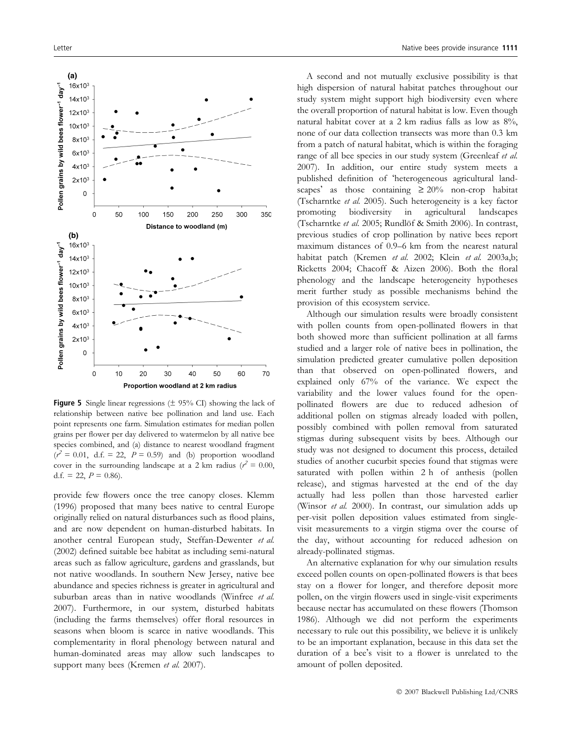**Figure 5** Single linear regressions (± 95% CI) showing the lack of relationship between native bee pollination and land use. Each point represents one farm. Simulation estimates for median pollen grains per flower per day delivered to watermelon by all native bee species combined, and (a) distance to nearest woodland fragment ($r^2 = 0.01$, d.f. = 22, $P = 0.59$) and (b) proportion woodland cover in the surrounding landscape at a 2 km radius ($r^2 = 0.00$, d.f. = 22, $P = 0.86$).

provide few flowers once the tree canopy closes. Klemm (1996) proposed that many bees native to central Europe originally relied on natural disturbances such as flood plains, and are now dependent on human-disturbed habitats. In another central European study, Steffan-Dewenter *et al.* (2002) defined suitable bee habitat as including semi-natural areas such as fallow agriculture, gardens and grasslands, but not native woodlands. In southern New Jersey, native bee abundance and species richness is greater in agricultural and suburban areas than in native woodlands (Winfree *et al.* 2007). Furthermore, in our system, disturbed habitats (including the farms themselves) offer floral resources in seasons when bloom is scarce in native woodlands. This complementarity in floral phenology between natural and human-dominated areas may allow such landscapes to support many bees (Kremen *et al.* 2007).

A second and not mutually exclusive possibility is that high dispersion of natural habitat patches throughout our study system might support high biodiversity even where the overall proportion of natural habitat is low. Even though natural habitat cover at a 2 km radius falls as low as 8%, none of our data collection transects was more than 0.3 km from a patch of natural habitat, which is within the foraging range of all bee species in our study system (Greenleaf *et al.* 2007). In addition, our entire study system meets a published definition of 'heterogeneous agricultural landscapes' as those containing ≥ 20% non-crop habitat (Tscharntke *et al.* 2005). Such heterogeneity is a key factor promoting biodiversity in agricultural landscapes (Tscharntke *et al.* 2005; Rundlöf & Smith 2006). In contrast, previous studies of crop pollination by native bees report maximum distances of 0.9–6 km from the nearest natural habitat patch (Kremen *et al.* 2002; Klein *et al.* 2003a,b; Ricketts 2004; Chacoff & Aizen 2006). Both the floral phenology and the landscape heterogeneity hypotheses merit further study as possible mechanisms behind the provision of this ecosystem service.

Although our simulation results were broadly consistent with pollen counts from open-pollinated flowers in that both showed more than sufficient pollination at all farms studied and a larger role of native bees in pollination, the simulation predicted greater cumulative pollen deposition than that observed on open-pollinated flowers, and explained only 67% of the variance. We expect the variability and the lower values found for the open-pollinated flowers are due to reduced adhesion of additional pollen on stigmas already loaded with pollen, possibly combined with pollen removal from saturated stigmas during subsequent visits by bees. Although our study was not designed to document this process, detailed studies of another cucurbit species found that stigmas were saturated with pollen within 2 h of anthesis (pollen release), and stigmas harvested at the end of the day actually had less pollen than those harvested earlier (Winsor *et al.* 2000). In contrast, our simulation adds up per-visit pollen deposition values estimated from single-visit measurements to a virgin stigma over the course of the day, without accounting for reduced adhesion on already-pollinated stigmas.

An alternative explanation for why our simulation results exceed pollen counts on open-pollinated flowers is that bees stay on a flower for longer, and therefore deposit more pollen, on the virgin flowers used in single-visit experiments because nectar has accumulated on these flowers (Thomson 1986). Although we did not perform the experiments necessary to rule out this possibility, we believe it is unlikely to be an important explanation, because in this data set the duration of a bee's visit to a flower is unrelated to the amount of pollen deposited.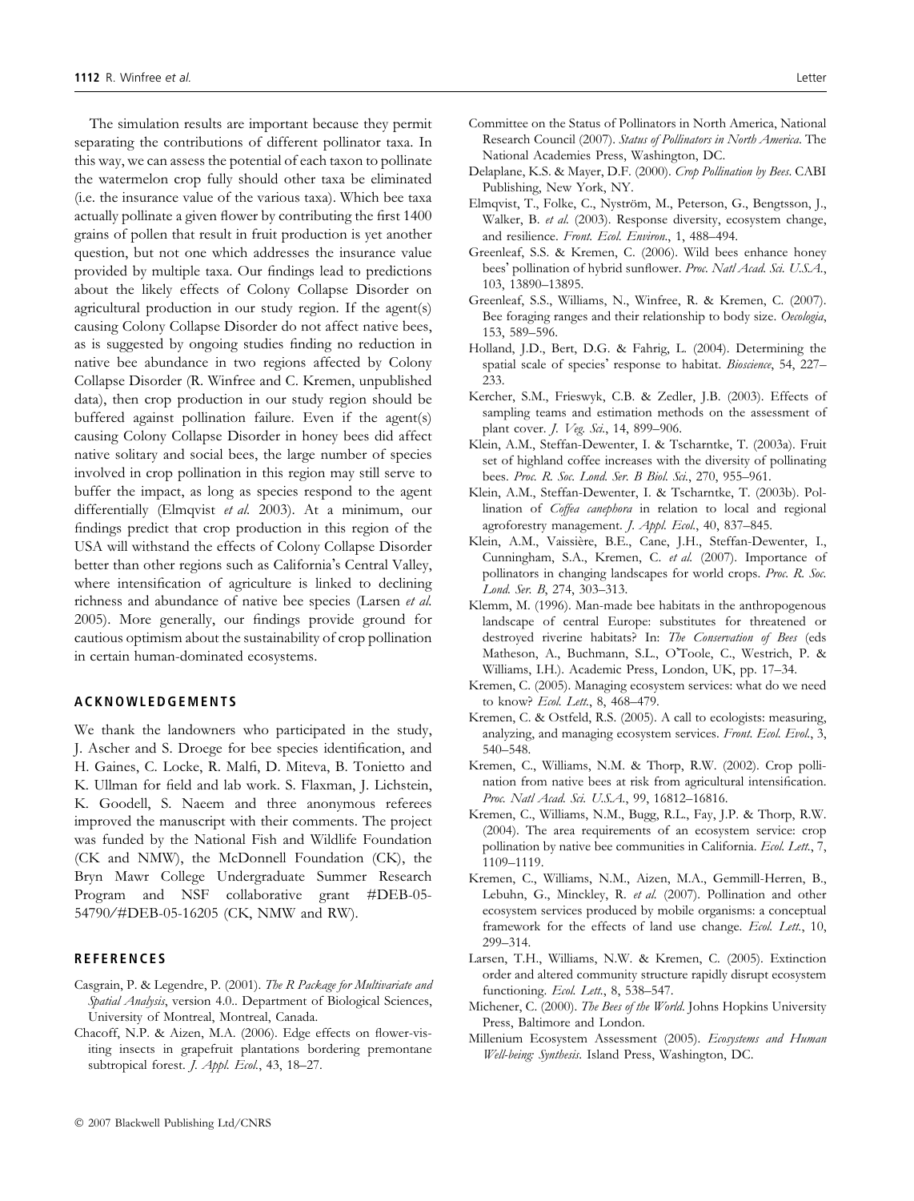The simulation results are important because they permit separating the contributions of different pollinator taxa. In this way, we can assess the potential of each taxon to pollinate the watermelon crop fully should other taxa be eliminated (i.e. the insurance value of the various taxa). Which bee taxa actually pollinate a given flower by contributing the first 1400 grains of pollen that result in fruit production is yet another question, but not one which addresses the insurance value provided by multiple taxa. Our findings lead to predictions about the likely effects of Colony Collapse Disorder on agricultural production in our study region. If the agent(s) causing Colony Collapse Disorder do not affect native bees, as is suggested by ongoing studies finding no reduction in native bee abundance in two regions affected by Colony Collapse Disorder (R. Winfree and C. Kremen, unpublished data), then crop production in our study region should be buffered against pollination failure. Even if the agent(s) causing Colony Collapse Disorder in honey bees did affect native solitary and social bees, the large number of species involved in crop pollination in this region may still serve to buffer the impact, as long as species respond to the agent differentially (Elmqvist *et al.* 2003). At a minimum, our findings predict that crop production in this region of the USA will withstand the effects of Colony Collapse Disorder better than other regions such as California's Central Valley, where intensification of agriculture is linked to declining richness and abundance of native bee species (Larsen *et al.* 2005). More generally, our findings provide ground for cautious optimism about the sustainability of crop pollination in certain human-dominated ecosystems.

## ACKNOWLEDGEMENTS

We thank the landowners who participated in the study, J. Ascher and S. Droege for bee species identification, and H. Gaines, C. Locke, R. Malfi, D. Miteva, B. Tonietto and K. Ullman for field and lab work. S. Flaxman, J. Lichstein, K. Goodell, S. Naeem and three anonymous referees improved the manuscript with their comments. The project was funded by the National Fish and Wildlife Foundation (CK and NMW), the McDonnell Foundation (CK), the Bryn Mawr College Undergraduate Summer Research Program and NSF collaborative grant #DEB-05-54790/#DEB-05-16205 (CK, NMW and RW).

## REFERENCES

Casgrain, P. & Legendre, P. (2001). *The R Package for Multivariate and Spatial Analysis*, version 4.0.. Department of Biological Sciences, University of Montreal, Montreal, Canada.

Chacoff, N.P. & Aizen, M.A. (2006). Edge effects on flower-visiting insects in grapefruit plantations bordering premontane subtropical forest. *J. Appl. Ecol.*, 43, 18–27.

Committee on the Status of Pollinators in North America, National Research Council (2007). *Status of Pollinators in North America*. The National Academies Press, Washington, DC.

Delaplane, K.S. & Mayer, D.F. (2000). *Crop Pollination by Bees*. CABI Publishing, New York, NY.

Elmqvist, T., Folke, C., Nyström, M., Peterson, G., Bengtsson, J., Walker, B. *et al.* (2003). Response diversity, ecosystem change, and resilience. *Front. Ecol. Environ.*, 1, 488–494.

Greenleaf, S.S. & Kremen, C. (2006). Wild bees enhance honey bees' pollination of hybrid sunflower. *Proc. Natl Acad. Sci. U.S.A.*, 103, 13890–13895.

Greenleaf, S.S., Williams, N., Winfree, R. & Kremen, C. (2007). Bee foraging ranges and their relationship to body size. *Oecologia*, 153, 589–596.

Holland, J.D., Bert, D.G. & Fahrig, L. (2004). Determining the spatial scale of species' response to habitat. *Bioscience*, 54, 227–233.

Kercher, S.M., Frieswyk, C.B. & Zedler, J.B. (2003). Effects of sampling teams and estimation methods on the assessment of plant cover. *J. Veg. Sci.*, 14, 899–906.

Klein, A.M., Steffan-Dewenter, I. & Tscharntke, T. (2003a). Fruit set of highland coffee increases with the diversity of pollinating bees. *Proc. R. Soc. Lond. Ser. B Biol. Sci.*, 270, 955–961.

Klein, A.M., Steffan-Dewenter, I. & Tscharntke, T. (2003b). Pollination of *Coffea canephora* in relation to local and regional agroforestry management. *J. Appl. Ecol.*, 40, 837–845.

Klein, A.M., Vaissière, B.E., Cane, J.H., Steffan-Dewenter, I., Cunningham, S.A., Kremen, C. *et al.* (2007). Importance of pollinators in changing landscapes for world crops. *Proc. R. Soc. Lond. Ser. B*, 274, 303–313.

Klemm, M. (1996). Man-made bee habitats in the anthropogenous landscape of central Europe: substitutes for threatened or destroyed riverine habitats? In: *The Conservation of Bees* (eds Matheson, A., Buchmann, S.L., O'Toole, C., Westrich, P. & Williams, I.H.). Academic Press, London, UK, pp. 17–34.

Kremen, C. (2005). Managing ecosystem services: what do we need to know? *Ecol. Lett.*, 8, 468–479.

Kremen, C. & Ostfeld, R.S. (2005). A call to ecologists: measuring, analyzing, and managing ecosystem services. *Front. Ecol. Evol.*, 3, 540–548.

Kremen, C., Williams, N.M. & Thorp, R.W. (2002). Crop pollination from native bees at risk from agricultural intensification. *Proc. Natl Acad. Sci. U.S.A.*, 99, 16812–16816.

Kremen, C., Williams, N.M., Bugg, R.L., Fay, J.P. & Thorp, R.W. (2004). The area requirements of an ecosystem service: crop pollination by native bee communities in California. *Ecol. Lett.*, 7, 1109–1119.

Kremen, C., Williams, N.M., Aizen, M.A., Gemmill-Herren, B., Lebuhn, G., Minckley, R. *et al.* (2007). Pollination and other ecosystem services produced by mobile organisms: a conceptual framework for the effects of land use change. *Ecol. Lett.*, 10, 299–314.

Larsen, T.H., Williams, N.W. & Kremen, C. (2005). Extinction order and altered community structure rapidly disrupt ecosystem functioning. *Ecol. Lett.*, 8, 538–547.

Michener, C. (2000). *The Bees of the World*. Johns Hopkins University Press, Baltimore and London.

Millenium Ecosystem Assessment (2005). *Ecosystems and Human Well-being: Synthesis*. Island Press, Washington, DC.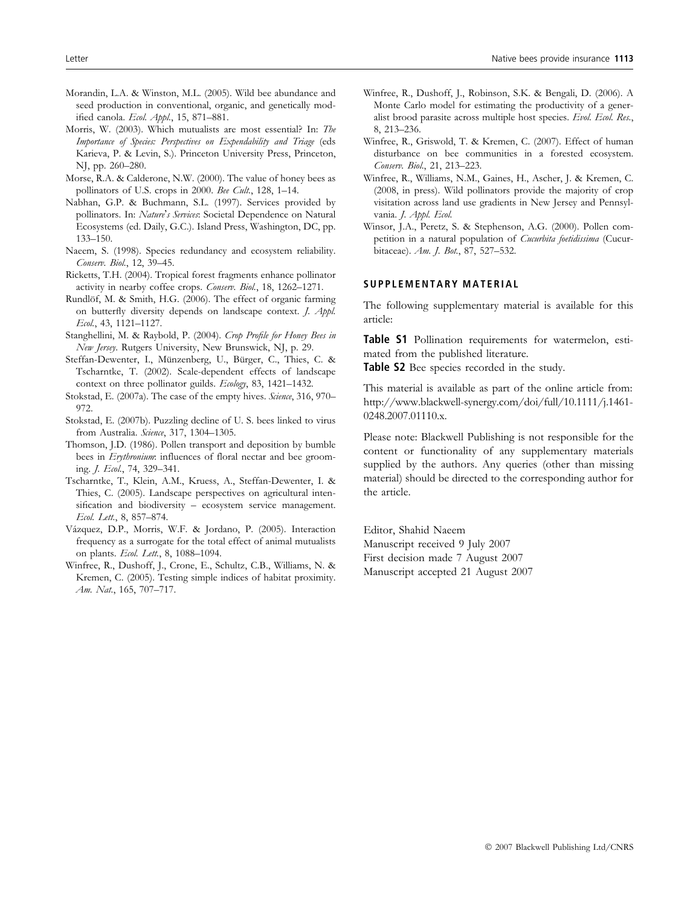Morandin, L.A. & Winston, M.L. (2005). Wild bee abundance and seed production in conventional, organic, and genetically modified canola. *Ecol. Appl.*, 15, 871–881.

Morris, W. (2003). Which mutualists are most essential? In: *The Importance of Species: Perspectives on Expendability and Triage* (eds Karieva, P. & Levin, S.). Princeton University Press, Princeton, NJ, pp. 260–280.

Morse, R.A. & Calderone, N.W. (2000). The value of honey bees as pollinators of U.S. crops in 2000. *Bee Cult.*, 128, 1–14.

Nabhan, G.P. & Buchmann, S.L. (1997). Services provided by pollinators. In: *Nature's Services*: Societal Dependence on Natural Ecosystems (ed. Daily, G.C.). Island Press, Washington, DC, pp. 133–150.

Naeem, S. (1998). Species redundancy and ecosystem reliability. *Conserv. Biol.*, 12, 39–45.

Ricketts, T.H. (2004). Tropical forest fragments enhance pollinator activity in nearby coffee crops. *Conserv. Biol.*, 18, 1262–1271.

Rundlöf, M. & Smith, H.G. (2006). The effect of organic farming on butterfly diversity depends on landscape context. *J. Appl. Ecol.*, 43, 1121–1127.

Stanghellini, M. & Raybold, P. (2004). *Crop Profile for Honey Bees in New Jersey*. Rutgers University, New Brunswick, NJ, p. 29.

Steffan-Dewenter, I., Münzenberg, U., Bürger, C., Thies, C. & Tscharntke, T. (2002). Scale-dependent effects of landscape context on three pollinator guilds. *Ecology*, 83, 1421–1432.

Stokstad, E. (2007a). The case of the empty hives. *Science*, 316, 970–972.

Stokstad, E. (2007b). Puzzling decline of U. S. bees linked to virus from Australia. *Science*, 317, 1304–1305.

Thomson, J.D. (1986). Pollen transport and deposition by bumble bees in *Erythronium*: influences of floral nectar and bee grooming. *J. Ecol.*, 74, 329–341.

Tscharntke, T., Klein, A.M., Kruess, A., Steffan-Dewenter, I. & Thies, C. (2005). Landscape perspectives on agricultural intensification and biodiversity – ecosystem service management. *Ecol. Lett.*, 8, 857–874.

Vázquez, D.P., Morris, W.F. & Jordano, P. (2005). Interaction frequency as a surrogate for the total effect of animal mutualists on plants. *Ecol. Lett.*, 8, 1088–1094.

Winfree, R., Dushoff, J., Crone, E., Schultz, C.B., Williams, N. & Kremen, C. (2005). Testing simple indices of habitat proximity. *Am. Nat.*, 165, 707–717.

Winfree, R., Dushoff, J., Robinson, S.K. & Bengali, D. (2006). A Monte Carlo model for estimating the productivity of a generalist brood parasite across multiple host species. *Evol. Ecol. Res.*, 8, 213–236.

Winfree, R., Griswold, T. & Kremen, C. (2007). Effect of human disturbance on bee communities in a forested ecosystem. *Conserv. Biol.*, 21, 213–223.

Winfree, R., Williams, N.M., Gaines, H., Ascher, J. & Kremen, C. (2008, in press). Wild pollinators provide the majority of crop visitation across land use gradients in New Jersey and Pennsylvania. *J. Appl. Ecol.*

Winsor, J.A., Peretz, S. & Stephenson, A.G. (2000). Pollen competition in a natural population of *Cucurbita foetidissima* (Cucurbitaceae). *Am. J. Bot.*, 87, 527–532.

## SUPPLEMENTARY MATERIAL

The following supplementary material is available for this article:

**Table S1** Pollination requirements for watermelon, estimated from the published literature.

**Table S2** Bee species recorded in the study.

This material is available as part of the online article from: http://www.blackwell-synergy.com/doi/full/10.1111/j.1461-0248.2007.01110.x.

Please note: Blackwell Publishing is not responsible for the content or functionality of any supplementary materials supplied by the authors. Any queries (other than missing material) should be directed to the corresponding author for the article.

Editor, Shahid Naeem
Manuscript received 9 July 2007
First decision made 7 August 2007
Manuscript accepted 21 August 2007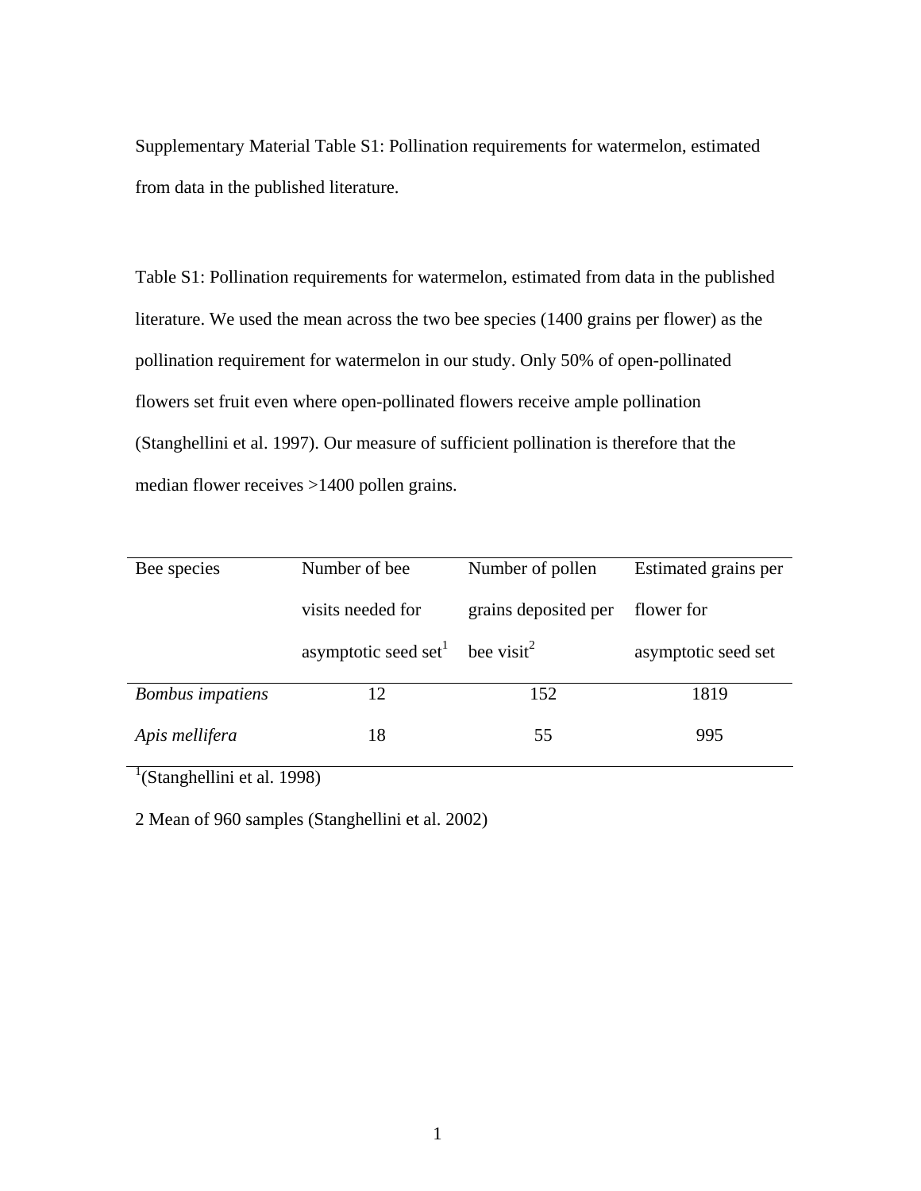Supplementary Material Table S1: Pollination requirements for watermelon, estimated from data in the published literature.

Table S1: Pollination requirements for watermelon, estimated from data in the published literature. We used the mean across the two bee species (1400 grains per flower) as the pollination requirement for watermelon in our study. Only 50% of open-pollinated flowers set fruit even where open-pollinated flowers receive ample pollination (Stanghellini et al. 1997). Our measure of sufficient pollination is therefore that the median flower receives >1400 pollen grains.

| Bee species | Number of bee visits needed for asymptotic seed set[1] | Number of pollen grains deposited per bee visit[2] | Estimated grains per flower for asymptotic seed set |
|---|---|---|---|
| *Bombus impatiens* | 12 | 152 | 1819 |
| *Apis mellifera* | 18 | 55 | 995 |

[1](Stanghellini et al. 1998)

2 Mean of 960 samples (Stanghellini et al. 2002)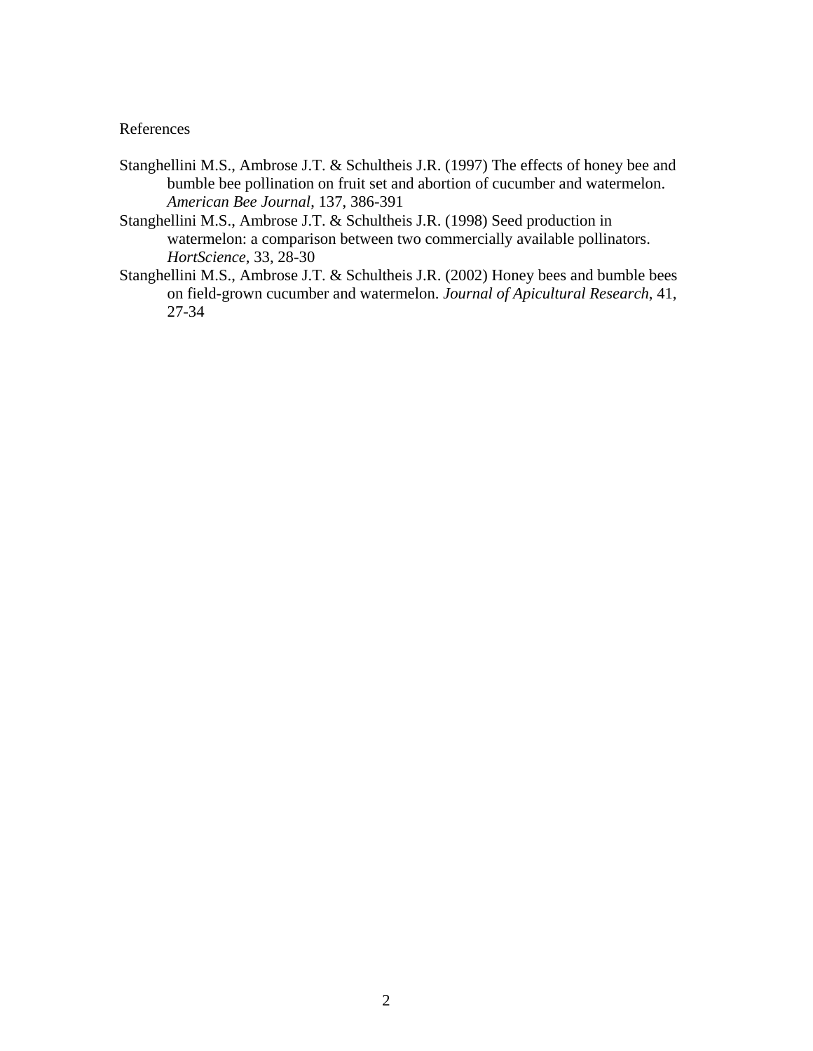References

Stanghellini M.S., Ambrose J.T. & Schultheis J.R. (1997) The effects of honey bee and bumble bee pollination on fruit set and abortion of cucumber and watermelon. *American Bee Journal*, 137, 386-391

Stanghellini M.S., Ambrose J.T. & Schultheis J.R. (1998) Seed production in watermelon: a comparison between two commercially available pollinators. *HortScience*, 33, 28-30

Stanghellini M.S., Ambrose J.T. & Schultheis J.R. (2002) Honey bees and bumble bees on field-grown cucumber and watermelon. *Journal of Apicultural Research*, 41, 27-34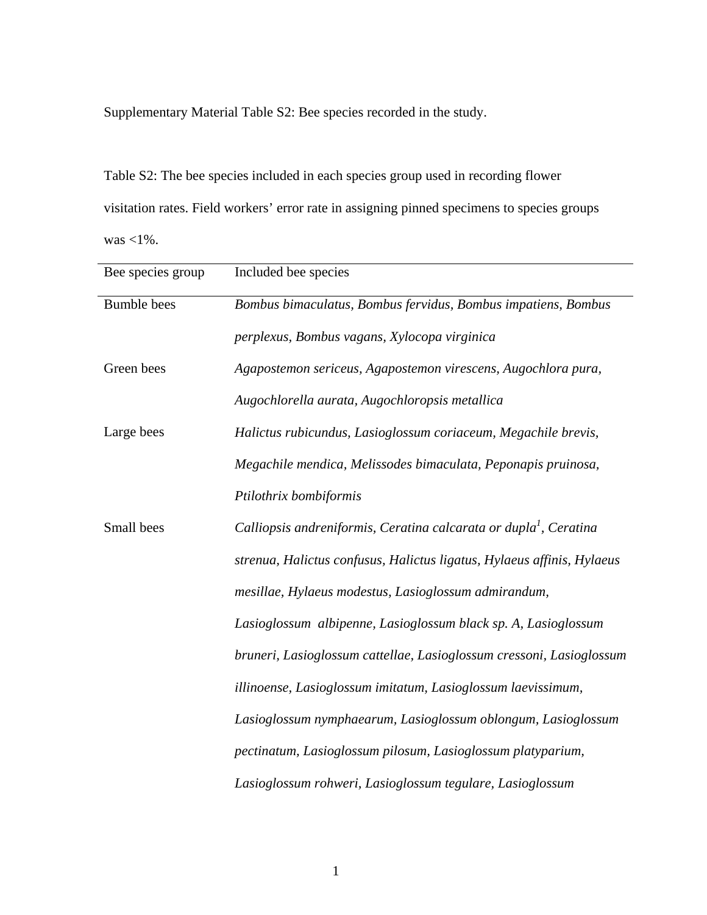Supplementary Material Table S2: Bee species recorded in the study.

Table S2: The bee species included in each species group used in recording flower visitation rates. Field workers' error rate in assigning pinned specimens to species groups was <1%.

| Bee species group | Included bee species |
|---|---|
| Bumble bees | *Bombus bimaculatus, Bombus fervidus, Bombus impatiens, Bombus perplexus, Bombus vagans, Xylocopa virginica* |
| Green bees | *Agapostemon sericeus, Agapostemon virescens, Augochlora pura, Augochlorella aurata, Augochloropsis metallica* |
| Large bees | *Halictus rubicundus, Lasioglossum coriaceum, Megachile brevis, Megachile mendica, Melissodes bimaculata, Peponapis pruinosa, Ptilothrix bombiformis* |
| Small bees | *Calliopsis andreniformis, Ceratina calcarata or dupla*[1]*, Ceratina strenua, Halictus confusus, Halictus ligatus, Hylaeus affinis, Hylaeus mesillae, Hylaeus modestus, Lasioglossum admirandum, Lasioglossum albipenne, Lasioglossum black sp. A, Lasioglossum bruneri, Lasioglossum cattellae, Lasioglossum cressoni, Lasioglossum illinoense, Lasioglossum imitatum, Lasioglossum laevissimum, Lasioglossum nymphaearum, Lasioglossum oblongum, Lasioglossum pectinatum, Lasioglossum pilosum, Lasioglossum platyparium, Lasioglossum rohweri, Lasioglossum tegulare, Lasioglossum* |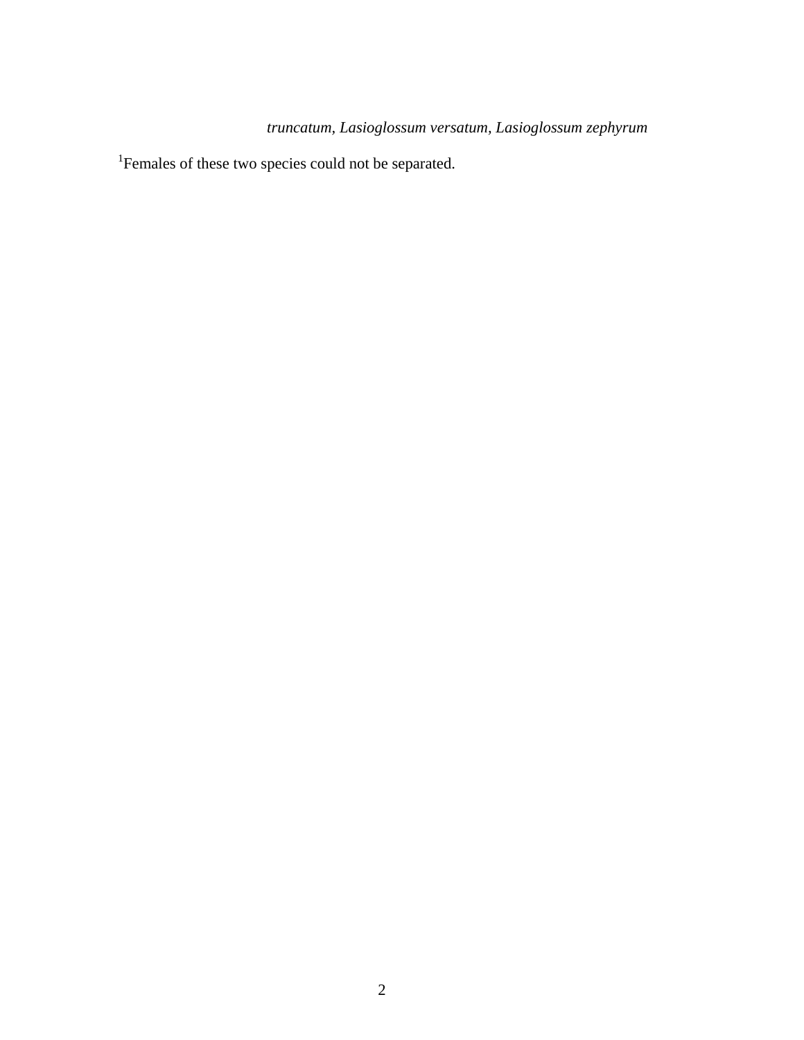*truncatum*, *Lasioglossum versatum*, *Lasioglossum zephyrum*

[1]Females of these two species could not be separated.